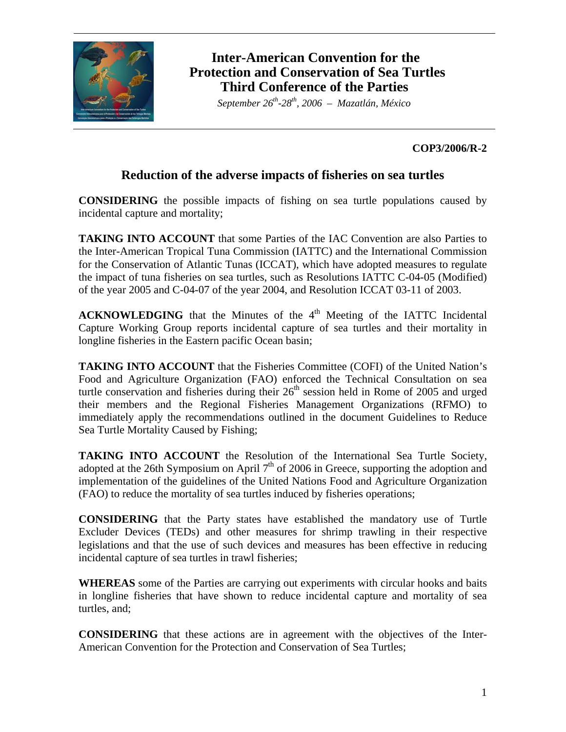# Inter-American Convention for the Protection and Conservation of Sea Turtles Third Conference of the Parties

*September 26th-28th, 2006 – Mazatlán, México*

**COP3/2006/R-2**

## Reduction of the adverse impacts of fisheries on sea turtles

**CONSIDERING** the possible impacts of fishing on sea turtle populations caused by incidental capture and mortality;

**TAKING INTO ACCOUNT** that some Parties of the IAC Convention are also Parties to the Inter-American Tropical Tuna Commission (IATTC) and the International Commission for the Conservation of Atlantic Tunas (ICCAT), which have adopted measures to regulate the impact of tuna fisheries on sea turtles, such as Resolutions IATTC C-04-05 (Modified) of the year 2005 and C-04-07 of the year 2004, and Resolution ICCAT 03-11 of 2003.

**ACKNOWLEDGING** that the Minutes of the 4th Meeting of the IATTC Incidental Capture Working Group reports incidental capture of sea turtles and their mortality in longline fisheries in the Eastern pacific Ocean basin;

**TAKING INTO ACCOUNT** that the Fisheries Committee (COFI) of the United Nation's Food and Agriculture Organization (FAO) enforced the Technical Consultation on sea turtle conservation and fisheries during their 26th session held in Rome of 2005 and urged their members and the Regional Fisheries Management Organizations (RFMO) to immediately apply the recommendations outlined in the document Guidelines to Reduce Sea Turtle Mortality Caused by Fishing;

**TAKING INTO ACCOUNT** the Resolution of the International Sea Turtle Society, adopted at the 26th Symposium on April 7th of 2006 in Greece, supporting the adoption and implementation of the guidelines of the United Nations Food and Agriculture Organization (FAO) to reduce the mortality of sea turtles induced by fisheries operations;

**CONSIDERING** that the Party states have established the mandatory use of Turtle Excluder Devices (TEDs) and other measures for shrimp trawling in their respective legislations and that the use of such devices and measures has been effective in reducing incidental capture of sea turtles in trawl fisheries;

**WHEREAS** some of the Parties are carrying out experiments with circular hooks and baits in longline fisheries that have shown to reduce incidental capture and mortality of sea turtles, and;

**CONSIDERING** that these actions are in agreement with the objectives of the Inter-American Convention for the Protection and Conservation of Sea Turtles;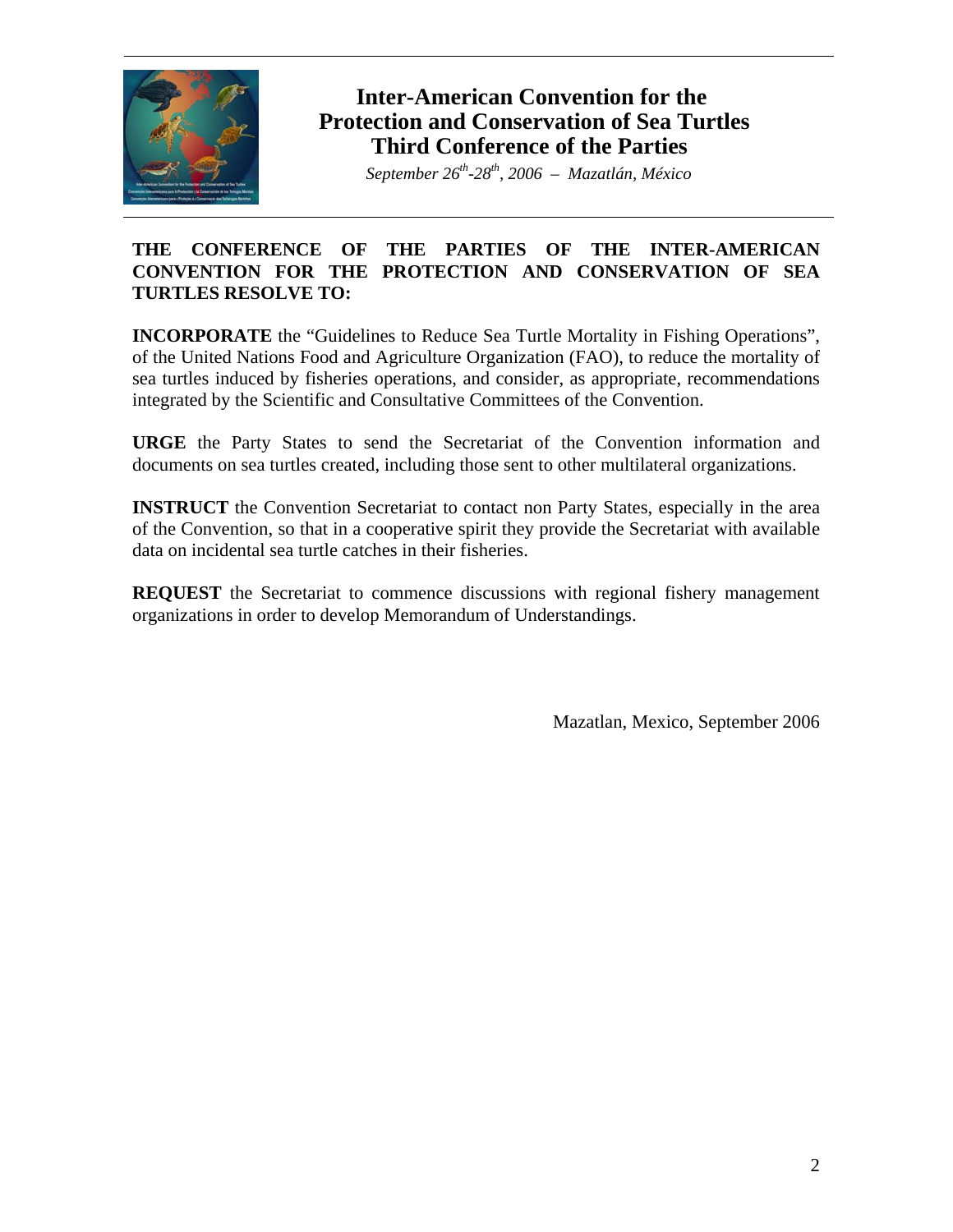# Inter-American Convention for the Protection and Conservation of Sea Turtles Third Conference of the Parties

*September 26th-28th, 2006 – Mazatlán, México*

**THE CONFERENCE OF THE PARTIES OF THE INTER-AMERICAN CONVENTION FOR THE PROTECTION AND CONSERVATION OF SEA TURTLES RESOLVE TO:**

**INCORPORATE** the "Guidelines to Reduce Sea Turtle Mortality in Fishing Operations", of the United Nations Food and Agriculture Organization (FAO), to reduce the mortality of sea turtles induced by fisheries operations, and consider, as appropriate, recommendations integrated by the Scientific and Consultative Committees of the Convention.

**URGE** the Party States to send the Secretariat of the Convention information and documents on sea turtles created, including those sent to other multilateral organizations.

**INSTRUCT** the Convention Secretariat to contact non Party States, especially in the area of the Convention, so that in a cooperative spirit they provide the Secretariat with available data on incidental sea turtle catches in their fisheries.

**REQUEST** the Secretariat to commence discussions with regional fishery management organizations in order to develop Memorandum of Understandings.

Mazatlan, Mexico, September 2006